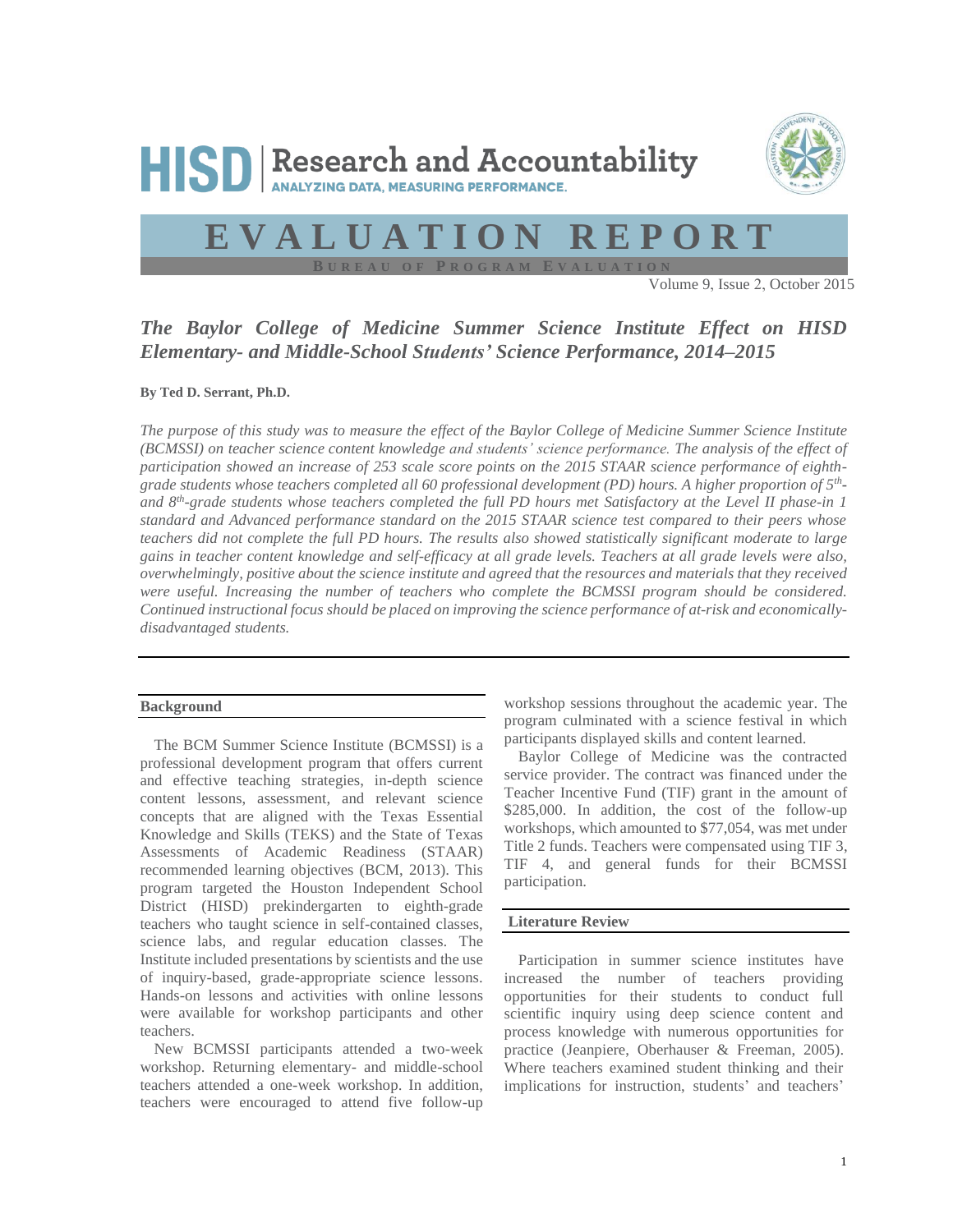HISD | Research and Accountability
ANALYZING DATA, MEASURING PERFORMANCE.

# EVALUATION REPORT

BUREAU OF PROGRAM EVALUATION

Volume 9, Issue 2, October 2015

## *The Baylor College of Medicine Summer Science Institute Effect on HISD Elementary- and Middle-School Students' Science Performance, 2014–2015*

**By Ted D. Serrant, Ph.D.**

*The purpose of this study was to measure the effect of the Baylor College of Medicine Summer Science Institute (BCMSSI) on teacher science content knowledge and students' science performance. The analysis of the effect of participation showed an increase of 253 scale score points on the 2015 STAAR science performance of eighth-grade students whose teachers completed all 60 professional development (PD) hours. A higher proportion of 5th- and 8th-grade students whose teachers completed the full PD hours met Satisfactory at the Level II phase-in 1 standard and Advanced performance standard on the 2015 STAAR science test compared to their peers whose teachers did not complete the full PD hours. The results also showed statistically significant moderate to large gains in teacher content knowledge and self-efficacy at all grade levels. Teachers at all grade levels were also, overwhelmingly, positive about the science institute and agreed that the resources and materials that they received were useful. Increasing the number of teachers who complete the BCMSSI program should be considered. Continued instructional focus should be placed on improving the science performance of at-risk and economically-disadvantaged students.*

### Background

The BCM Summer Science Institute (BCMSSI) is a professional development program that offers current and effective teaching strategies, in-depth science content lessons, assessment, and relevant science concepts that are aligned with the Texas Essential Knowledge and Skills (TEKS) and the State of Texas Assessments of Academic Readiness (STAAR) recommended learning objectives (BCM, 2013). This program targeted the Houston Independent School District (HISD) prekindergarten to eighth-grade teachers who taught science in self-contained classes, science labs, and regular education classes. The Institute included presentations by scientists and the use of inquiry-based, grade-appropriate science lessons. Hands-on lessons and activities with online lessons were available for workshop participants and other teachers.

New BCMSSI participants attended a two-week workshop. Returning elementary- and middle-school teachers attended a one-week workshop. In addition, teachers were encouraged to attend five follow-up workshop sessions throughout the academic year. The program culminated with a science festival in which participants displayed skills and content learned.

Baylor College of Medicine was the contracted service provider. The contract was financed under the Teacher Incentive Fund (TIF) grant in the amount of $285,000. In addition, the cost of the follow-up workshops, which amounted to $77,054, was met under Title 2 funds. Teachers were compensated using TIF 3, TIF 4, and general funds for their BCMSSI participation.

### Literature Review

Participation in summer science institutes have increased the number of teachers providing opportunities for their students to conduct full scientific inquiry using deep science content and process knowledge with numerous opportunities for practice (Jeanpiere, Oberhauser & Freeman, 2005). Where teachers examined student thinking and their implications for instruction, students' and teachers'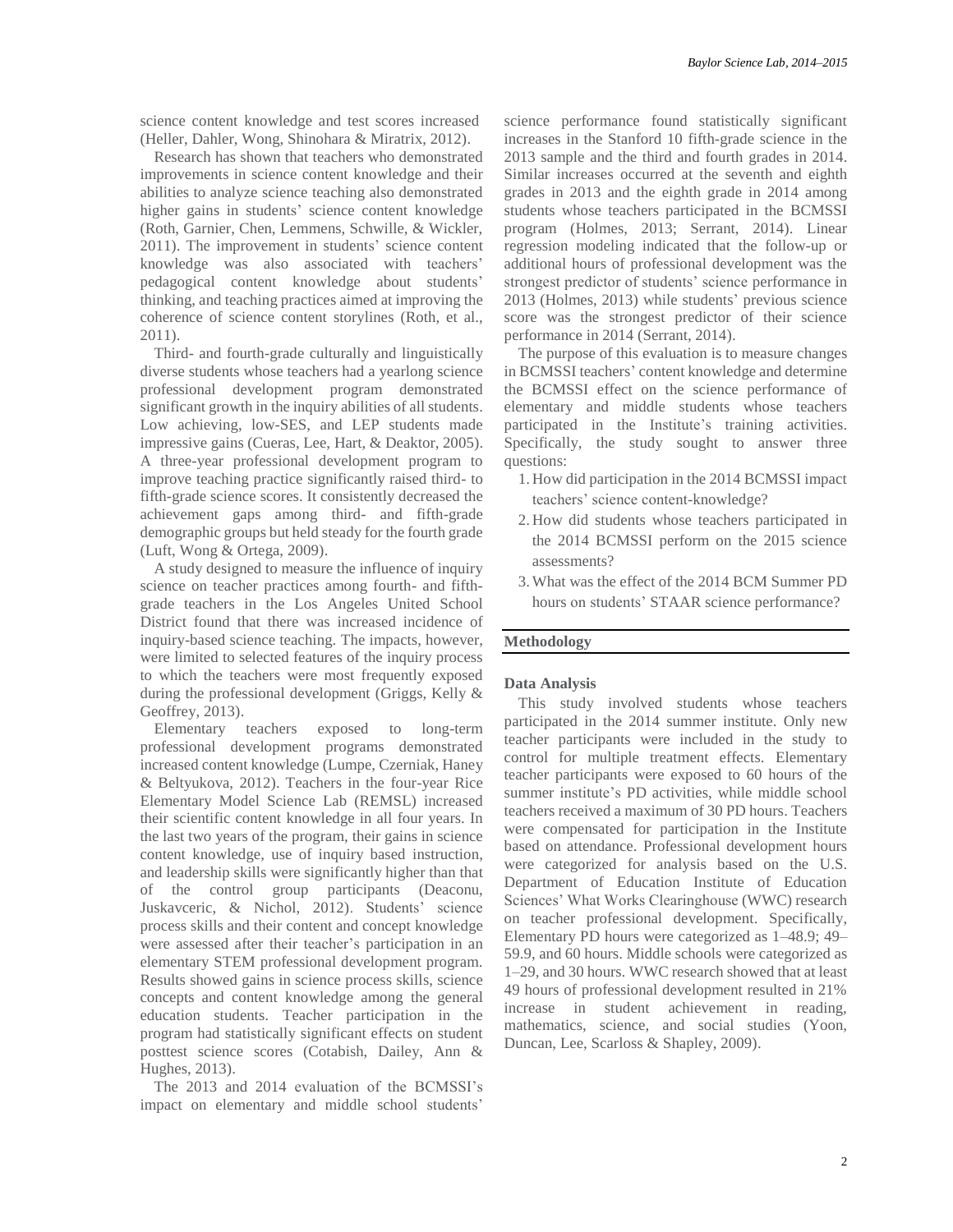science content knowledge and test scores increased (Heller, Dahler, Wong, Shinohara & Miratrix, 2012).

Research has shown that teachers who demonstrated improvements in science content knowledge and their abilities to analyze science teaching also demonstrated higher gains in students' science content knowledge (Roth, Garnier, Chen, Lemmens, Schwille, & Wickler, 2011). The improvement in students' science content knowledge was also associated with teachers' pedagogical content knowledge about students' thinking, and teaching practices aimed at improving the coherence of science content storylines (Roth, et al., 2011).

Third- and fourth-grade culturally and linguistically diverse students whose teachers had a yearlong science professional development program demonstrated significant growth in the inquiry abilities of all students. Low achieving, low-SES, and LEP students made impressive gains (Cueras, Lee, Hart, & Deaktor, 2005). A three-year professional development program to improve teaching practice significantly raised third- to fifth-grade science scores. It consistently decreased the achievement gaps among third- and fifth-grade demographic groups but held steady for the fourth grade (Luft, Wong & Ortega, 2009).

A study designed to measure the influence of inquiry science on teacher practices among fourth- and fifth-grade teachers in the Los Angeles United School District found that there was increased incidence of inquiry-based science teaching. The impacts, however, were limited to selected features of the inquiry process to which the teachers were most frequently exposed during the professional development (Griggs, Kelly & Geoffrey, 2013).

Elementary teachers exposed to long-term professional development programs demonstrated increased content knowledge (Lumpe, Czerniak, Haney & Beltyukova, 2012). Teachers in the four-year Rice Elementary Model Science Lab (REMSL) increased their scientific content knowledge in all four years. In the last two years of the program, their gains in science content knowledge, use of inquiry based instruction, and leadership skills were significantly higher than that of the control group participants (Deaconu, Juskavceric, & Nichol, 2012). Students' science process skills and their content and concept knowledge were assessed after their teacher's participation in an elementary STEM professional development program. Results showed gains in science process skills, science concepts and content knowledge among the general education students. Teacher participation in the program had statistically significant effects on student posttest science scores (Cotabish, Dailey, Ann & Hughes, 2013).

The 2013 and 2014 evaluation of the BCMSSI's impact on elementary and middle school students' science performance found statistically significant increases in the Stanford 10 fifth-grade science in the 2013 sample and the third and fourth grades in 2014. Similar increases occurred at the seventh and eighth grades in 2013 and the eighth grade in 2014 among students whose teachers participated in the BCMSSI program (Holmes, 2013; Serrant, 2014). Linear regression modeling indicated that the follow-up or additional hours of professional development was the strongest predictor of students' science performance in 2013 (Holmes, 2013) while students' previous science score was the strongest predictor of their science performance in 2014 (Serrant, 2014).

The purpose of this evaluation is to measure changes in BCMSSI teachers' content knowledge and determine the BCMSSI effect on the science performance of elementary and middle students whose teachers participated in the Institute's training activities. Specifically, the study sought to answer three questions:

1. How did participation in the 2014 BCMSSI impact teachers' science content-knowledge?
2. How did students whose teachers participated in the 2014 BCMSSI perform on the 2015 science assessments?
3. What was the effect of the 2014 BCM Summer PD hours on students' STAAR science performance?

## Methodology

### Data Analysis

This study involved students whose teachers participated in the 2014 summer institute. Only new teacher participants were included in the study to control for multiple treatment effects. Elementary teacher participants were exposed to 60 hours of the summer institute's PD activities, while middle school teachers received a maximum of 30 PD hours. Teachers were compensated for participation in the Institute based on attendance. Professional development hours were categorized for analysis based on the U.S. Department of Education Institute of Education Sciences' What Works Clearinghouse (WWC) research on teacher professional development. Specifically, Elementary PD hours were categorized as 1–48.9; 49–59.9, and 60 hours. Middle schools were categorized as 1–29, and 30 hours. WWC research showed that at least 49 hours of professional development resulted in 21% increase in student achievement in reading, mathematics, science, and social studies (Yoon, Duncan, Lee, Scarloss & Shapley, 2009).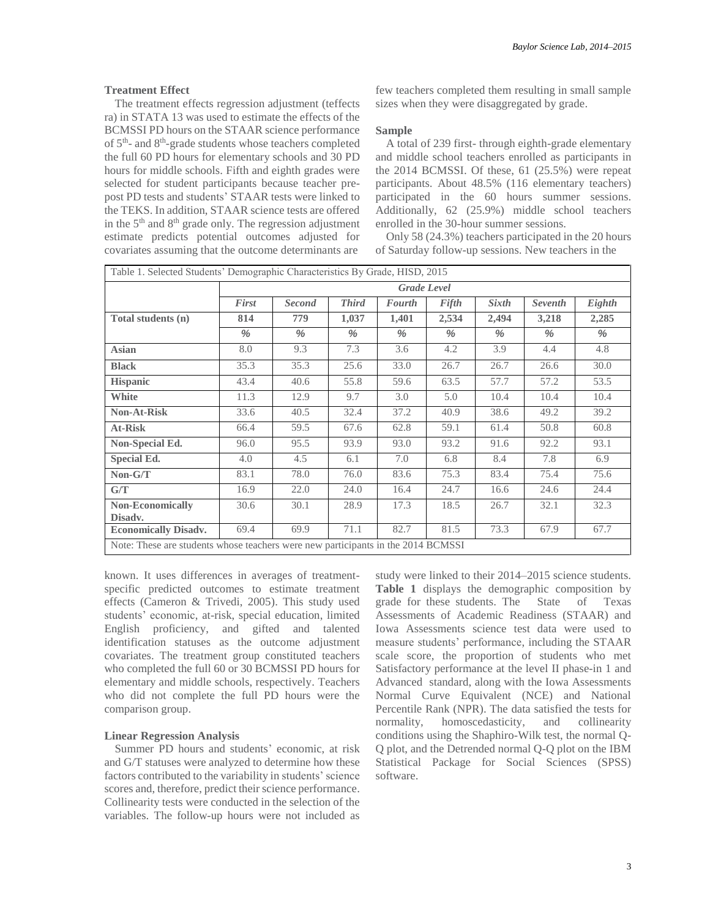### Treatment Effect

The treatment effects regression adjustment (teffects ra) in STATA 13 was used to estimate the effects of the BCMSSI PD hours on the STAAR science performance of 5th- and 8th-grade students whose teachers completed the full 60 PD hours for elementary schools and 30 PD hours for middle schools. Fifth and eighth grades were selected for student participants because teacher pre-post PD tests and students' STAAR tests were linked to the TEKS. In addition, STAAR science tests are offered in the 5th and 8th grade only. The regression adjustment estimate predicts potential outcomes adjusted for covariates assuming that the outcome determinants are known. It uses differences in averages of treatment-specific predicted outcomes to estimate treatment effects (Cameron & Trivedi, 2005). This study used students' economic, at-risk, special education, limited English proficiency, and gifted and talented identification statuses as the outcome adjustment covariates. The treatment group constituted teachers who completed the full 60 or 30 BCMSSI PD hours for elementary and middle schools, respectively. Teachers who did not complete the full PD hours were the comparison group.

### Linear Regression Analysis

Summer PD hours and students' economic, at risk and G/T statuses were analyzed to determine how these factors contributed to the variability in students' science scores and, therefore, predict their science performance. Collinearity tests were conducted in the selection of the variables. The follow-up hours were not included as few teachers completed them resulting in small sample sizes when they were disaggregated by grade.

### Sample

A total of 239 first- through eighth-grade elementary and middle school teachers enrolled as participants in the 2014 BCMSSI. Of these, 61 (25.5%) were repeat participants. About 48.5% (116 elementary teachers) participated in the 60 hours summer sessions. Additionally, 62 (25.9%) middle school teachers enrolled in the 30-hour summer sessions.

Only 58 (24.3%) teachers participated in the 20 hours of Saturday follow-up sessions. New teachers in the study were linked to their 2014–2015 science students. **Table 1** displays the demographic composition by grade for these students. The State of Texas Assessments of Academic Readiness (STAAR) and Iowa Assessments science test data were used to measure students' performance, including the STAAR scale score, the proportion of students who met Satisfactory performance at the level II phase-in 1 and Advanced standard, along with the Iowa Assessments Normal Curve Equivalent (NCE) and National Percentile Rank (NPR). The data satisfied the tests for normality, homoscedasticity, and collinearity conditions using the Shaphiro-Wilk test, the normal Q-Q plot, and the Detrended normal Q-Q plot on the IBM Statistical Package for Social Sciences (SPSS) software.

Table 1. Selected Students' Demographic Characteristics By Grade, HISD, 2015

| | *Grade Level* | | | | | | | |
|---|---|---|---|---|---|---|---|---|
| | ***First*** | ***Second*** | ***Third*** | ***Fourth*** | ***Fifth*** | ***Sixth*** | ***Seventh*** | ***Eighth*** |
| **Total students (n)** | **814** | **779** | **1,037** | **1,401** | **2,534** | **2,494** | **3,218** | **2,285** |
| | *%* | *%* | *%* | *%* | *%* | *%* | *%* | *%* |
| **Asian** | 8.0 | 9.3 | 7.3 | 3.6 | 4.2 | 3.9 | 4.4 | 4.8 |
| **Black** | 35.3 | 35.3 | 25.6 | 33.0 | 26.7 | 26.7 | 26.6 | 30.0 |
| **Hispanic** | 43.4 | 40.6 | 55.8 | 59.6 | 63.5 | 57.7 | 57.2 | 53.5 |
| **White** | 11.3 | 12.9 | 9.7 | 3.0 | 5.0 | 10.4 | 10.4 | 10.4 |
| **Non-At-Risk** | 33.6 | 40.5 | 32.4 | 37.2 | 40.9 | 38.6 | 49.2 | 39.2 |
| **At-Risk** | 66.4 | 59.5 | 67.6 | 62.8 | 59.1 | 61.4 | 50.8 | 60.8 |
| **Non-Special Ed.** | 96.0 | 95.5 | 93.9 | 93.0 | 93.2 | 91.6 | 92.2 | 93.1 |
| **Special Ed.** | 4.0 | 4.5 | 6.1 | 7.0 | 6.8 | 8.4 | 7.8 | 6.9 |
| **Non-G/T** | 83.1 | 78.0 | 76.0 | 83.6 | 75.3 | 83.4 | 75.4 | 75.6 |
| **G/T** | 16.9 | 22.0 | 24.0 | 16.4 | 24.7 | 16.6 | 24.6 | 24.4 |
| **Non-Economically Disadv.** | 30.6 | 30.1 | 28.9 | 17.3 | 18.5 | 26.7 | 32.1 | 32.3 |
| **Economically Disadv.** | 69.4 | 69.9 | 71.1 | 82.7 | 81.5 | 73.3 | 67.9 | 67.7 |

Note: These are students whose teachers were new participants in the 2014 BCMSSI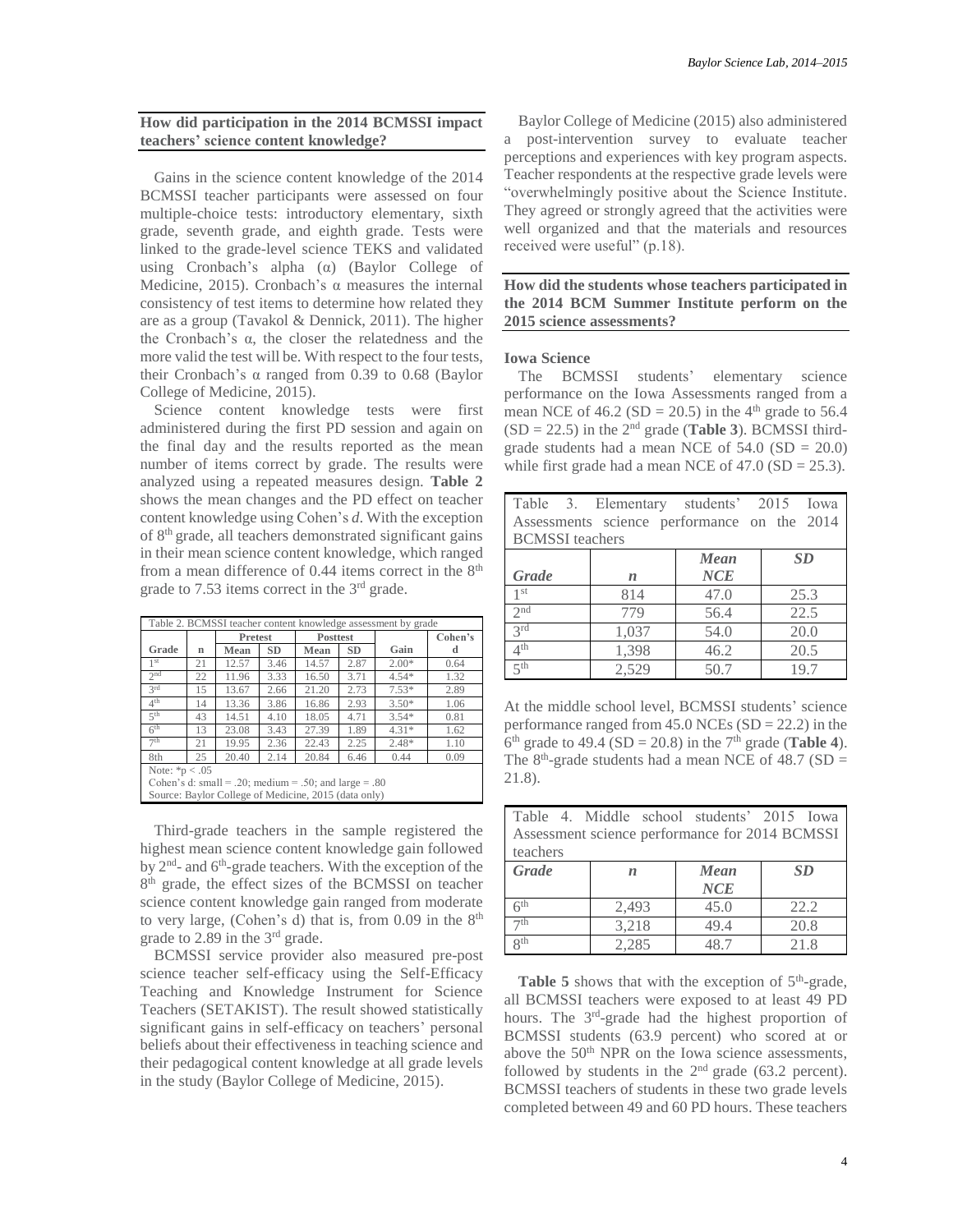## How did participation in the 2014 BCMSSI impact teachers' science content knowledge?

Gains in the science content knowledge of the 2014 BCMSSI teacher participants were assessed on four multiple-choice tests: introductory elementary, sixth grade, seventh grade, and eighth grade. Tests were linked to the grade-level science TEKS and validated using Cronbach's alpha (α) (Baylor College of Medicine, 2015). Cronbach's α measures the internal consistency of test items to determine how related they are as a group (Tavakol & Dennick, 2011). The higher the Cronbach's α, the closer the relatedness and the more valid the test will be. With respect to the four tests, their Cronbach's α ranged from 0.39 to 0.68 (Baylor College of Medicine, 2015).

Science content knowledge tests were first administered during the first PD session and again on the final day and the results reported as the mean number of items correct by grade. The results were analyzed using a repeated measures design. **Table 2** shows the mean changes and the PD effect on teacher content knowledge using Cohen's *d*. With the exception of 8th grade, all teachers demonstrated significant gains in their mean science content knowledge, which ranged from a mean difference of 0.44 items correct in the 8th grade to 7.53 items correct in the 3rd grade.

Table 2. BCMSSI teacher content knowledge assessment by grade

| Grade | n | Pretest | | Posttest | | Gain | Cohen's |
|---|---|---|---|---|---|---|---|
| | | Mean | SD | Mean | SD | | d |
| 1st | 21 | 12.57 | 3.46 | 14.57 | 2.87 | 2.00* | 0.64 |
| 2nd | 22 | 11.96 | 3.33 | 16.50 | 3.71 | 4.54* | 1.32 |
| 3rd | 15 | 13.67 | 2.66 | 21.20 | 2.73 | 7.53* | 2.89 |
| 4th | 14 | 13.36 | 3.86 | 16.86 | 2.93 | 3.50* | 1.06 |
| 5th | 43 | 14.51 | 4.10 | 18.05 | 4.71 | 3.54* | 0.81 |
| 6th | 13 | 23.08 | 3.43 | 27.39 | 1.89 | 4.31* | 1.62 |
| 7th | 21 | 19.95 | 2.36 | 22.43 | 2.25 | 2.48* | 1.10 |
| 8th | 25 | 20.40 | 2.14 | 20.84 | 6.46 | 0.44 | 0.09 |

Note: *$p < .05$
Cohen's d: small = .20; medium = .50; and large = .80
Source: Baylor College of Medicine, 2015 (data only)

Third-grade teachers in the sample registered the highest mean science content knowledge gain followed by 2nd- and 6th-grade teachers. With the exception of the 8th grade, the effect sizes of the BCMSSI on teacher science content knowledge gain ranged from moderate to very large, (Cohen's d) that is, from 0.09 in the 8th grade to 2.89 in the 3rd grade.

BCMSSI service provider also measured pre-post science teacher self-efficacy using the Self-Efficacy Teaching and Knowledge Instrument for Science Teachers (SETAKIST). The result showed statistically significant gains in self-efficacy on teachers' personal beliefs about their effectiveness in teaching science and their pedagogical content knowledge at all grade levels in the study (Baylor College of Medicine, 2015).

Baylor College of Medicine (2015) also administered a post-intervention survey to evaluate teacher perceptions and experiences with key program aspects. Teacher respondents at the respective grade levels were "overwhelmingly positive about the Science Institute. They agreed or strongly agreed that the activities were well organized and that the materials and resources received were useful" (p.18).

## How did the students whose teachers participated in the 2014 BCM Summer Institute perform on the 2015 science assessments?

### Iowa Science

The BCMSSI students' elementary science performance on the Iowa Assessments ranged from a mean NCE of 46.2 (SD = 20.5) in the 4th grade to 56.4 (SD = 22.5) in the 2nd grade (**Table 3**). BCMSSI third-grade students had a mean NCE of 54.0 (SD = 20.0) while first grade had a mean NCE of 47.0 (SD = 25.3).

Table 3. Elementary students' 2015 Iowa Assessments science performance on the 2014 BCMSSI teachers

| *Grade* | *n* | *Mean NCE* | *SD* |
|---|---|---|---|
| 1st | 814 | 47.0 | 25.3 |
| 2nd | 779 | 56.4 | 22.5 |
| 3rd | 1,037 | 54.0 | 20.0 |
| 4th | 1,398 | 46.2 | 20.5 |
| 5th | 2,529 | 50.7 | 19.7 |

At the middle school level, BCMSSI students' science performance ranged from 45.0 NCEs (SD = 22.2) in the 6th grade to 49.4 (SD = 20.8) in the 7th grade (**Table 4**). The 8th-grade students had a mean NCE of 48.7 (SD = 21.8).

Table 4. Middle school students' 2015 Iowa Assessment science performance for 2014 BCMSSI teachers

| *Grade* | *n* | *Mean NCE* | *SD* |
|---|---|---|---|
| 6th | 2,493 | 45.0 | 22.2 |
| 7th | 3,218 | 49.4 | 20.8 |
| 8th | 2,285 | 48.7 | 21.8 |

**Table 5** shows that with the exception of 5th-grade, all BCMSSI teachers were exposed to at least 49 PD hours. The 3rd-grade had the highest proportion of BCMSSI students (63.9 percent) who scored at or above the 50th NPR on the Iowa science assessments, followed by students in the 2nd grade (63.2 percent). BCMSSI teachers of students in these two grade levels completed between 49 and 60 PD hours. These teachers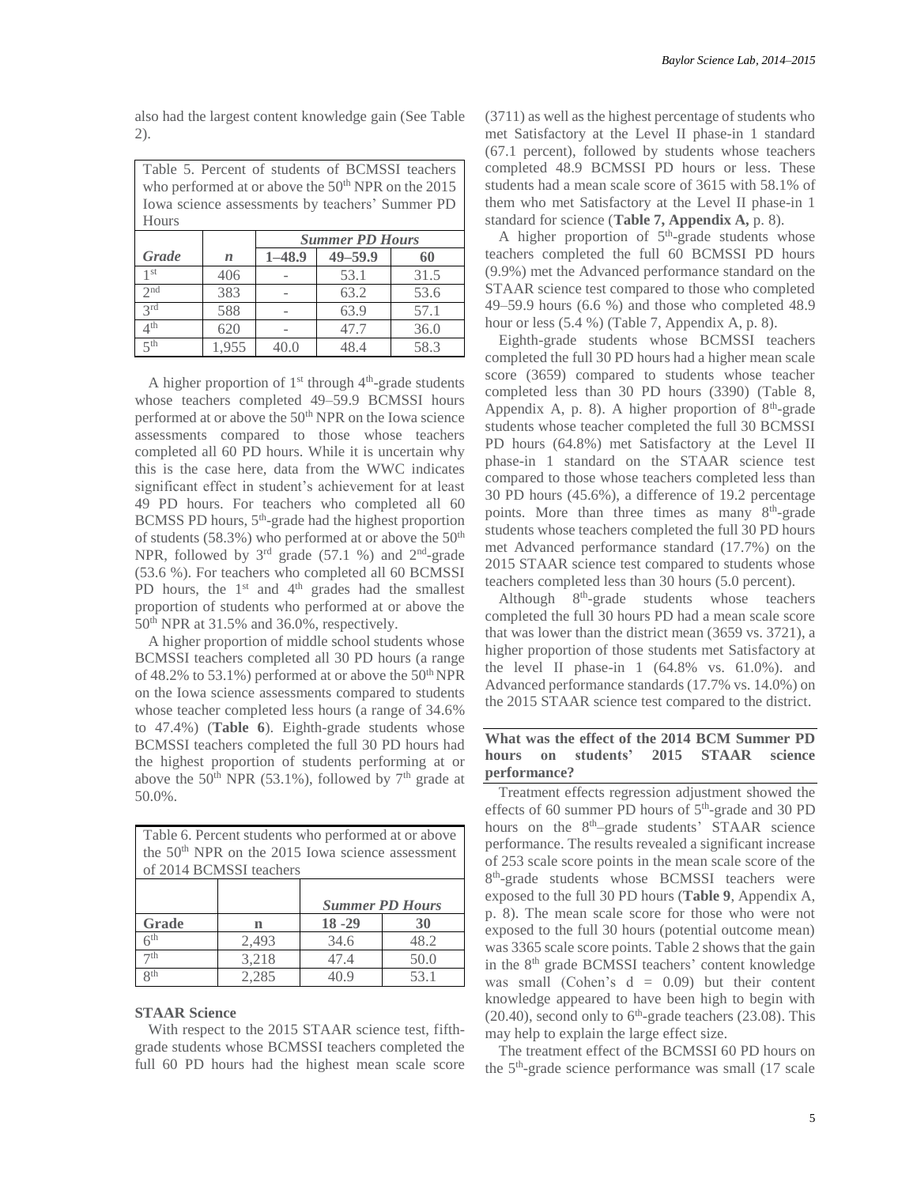also had the largest content knowledge gain (See Table 2).

Table 5. Percent of students of BCMSSI teachers who performed at or above the 50th NPR on the 2015 Iowa science assessments by teachers' Summer PD Hours

| | | ***Summer PD Hours*** | | |
|---|---|---|---|---|
| ***Grade*** | ***n*** | **1–48.9** | **49–59.9** | **60** |
| 1st | 406 | - | 53.1 | 31.5 |
| 2nd | 383 | - | 63.2 | 53.6 |
| 3rd | 588 | - | 63.9 | 57.1 |
| 4th | 620 | - | 47.7 | 36.0 |
| 5th | 1,955 | 40.0 | 48.4 | 58.3 |

A higher proportion of 1st through 4th-grade students whose teachers completed 49–59.9 BCMSSI hours performed at or above the 50th NPR on the Iowa science assessments compared to those whose teachers completed all 60 PD hours. While it is uncertain why this is the case here, data from the WWC indicates significant effect in student's achievement for at least 49 PD hours. For teachers who completed all 60 BCMSS PD hours, 5th-grade had the highest proportion of students (58.3%) who performed at or above the 50th NPR, followed by 3rd grade (57.1 %) and 2nd-grade (53.6 %). For teachers who completed all 60 BCMSSI PD hours, the 1st and 4th grades had the smallest proportion of students who performed at or above the 50th NPR at 31.5% and 36.0%, respectively.

A higher proportion of middle school students whose BCMSSI teachers completed all 30 PD hours (a range of 48.2% to 53.1%) performed at or above the 50th NPR on the Iowa science assessments compared to students whose teacher completed less hours (a range of 34.6% to 47.4%) (**Table 6**). Eighth-grade students whose BCMSSI teachers completed the full 30 PD hours had the highest proportion of students performing at or above the 50th NPR (53.1%), followed by 7th grade at 50.0%.

Table 6. Percent students who performed at or above the 50th NPR on the 2015 Iowa science assessment of 2014 BCMSSI teachers

| | | ***Summer PD Hours*** | |
|---|---|---|---|
| **Grade** | **n** | **18 -29** | **30** |
| 6th | 2,493 | 34.6 | 48.2 |
| 7th | 3,218 | 47.4 | 50.0 |
| 8th | 2,285 | 40.9 | 53.1 |

### STAAR Science

With respect to the 2015 STAAR science test, fifth-grade students whose BCMSSI teachers completed the full 60 PD hours had the highest mean scale score (3711) as well as the highest percentage of students who met Satisfactory at the Level II phase-in 1 standard (67.1 percent), followed by students whose teachers completed 48.9 BCMSSI PD hours or less. These students had a mean scale score of 3615 with 58.1% of them who met Satisfactory at the Level II phase-in 1 standard for science (**Table 7, Appendix A,** p. 8).

A higher proportion of 5th-grade students whose teachers completed the full 60 BCMSSI PD hours (9.9%) met the Advanced performance standard on the STAAR science test compared to those who completed 49–59.9 hours (6.6 %) and those who completed 48.9 hour or less (5.4 %) (Table 7, Appendix A, p. 8).

Eighth-grade students whose BCMSSI teachers completed the full 30 PD hours had a higher mean scale score (3659) compared to students whose teacher completed less than 30 PD hours (3390) (Table 8, Appendix A, p. 8). A higher proportion of 8th-grade students whose teacher completed the full 30 BCMSSI PD hours (64.8%) met Satisfactory at the Level II phase-in 1 standard on the STAAR science test compared to those whose teachers completed less than 30 PD hours (45.6%), a difference of 19.2 percentage points. More than three times as many 8th-grade students whose teachers completed the full 30 PD hours met Advanced performance standard (17.7%) on the 2015 STAAR science test compared to students whose teachers completed less than 30 hours (5.0 percent).

Although 8th-grade students whose teachers completed the full 30 hours PD had a mean scale score that was lower than the district mean (3659 vs. 3721), a higher proportion of those students met Satisfactory at the level II phase-in 1 (64.8% vs. 61.0%). and Advanced performance standards (17.7% vs. 14.0%) on the 2015 STAAR science test compared to the district.

### What was the effect of the 2014 BCM Summer PD hours on students' 2015 STAAR science performance?

Treatment effects regression adjustment showed the effects of 60 summer PD hours of 5th-grade and 30 PD hours on the 8th–grade students' STAAR science performance. The results revealed a significant increase of 253 scale score points in the mean scale score of the 8th-grade students whose BCMSSI teachers were exposed to the full 30 PD hours (**Table 9**, Appendix A, p. 8). The mean scale score for those who were not exposed to the full 30 hours (potential outcome mean) was 3365 scale score points. Table 2 shows that the gain in the 8th grade BCMSSI teachers' content knowledge was small (Cohen's d = 0.09) but their content knowledge appeared to have been high to begin with (20.40), second only to 6th-grade teachers (23.08). This may help to explain the large effect size.

The treatment effect of the BCMSSI 60 PD hours on the 5th-grade science performance was small (17 scale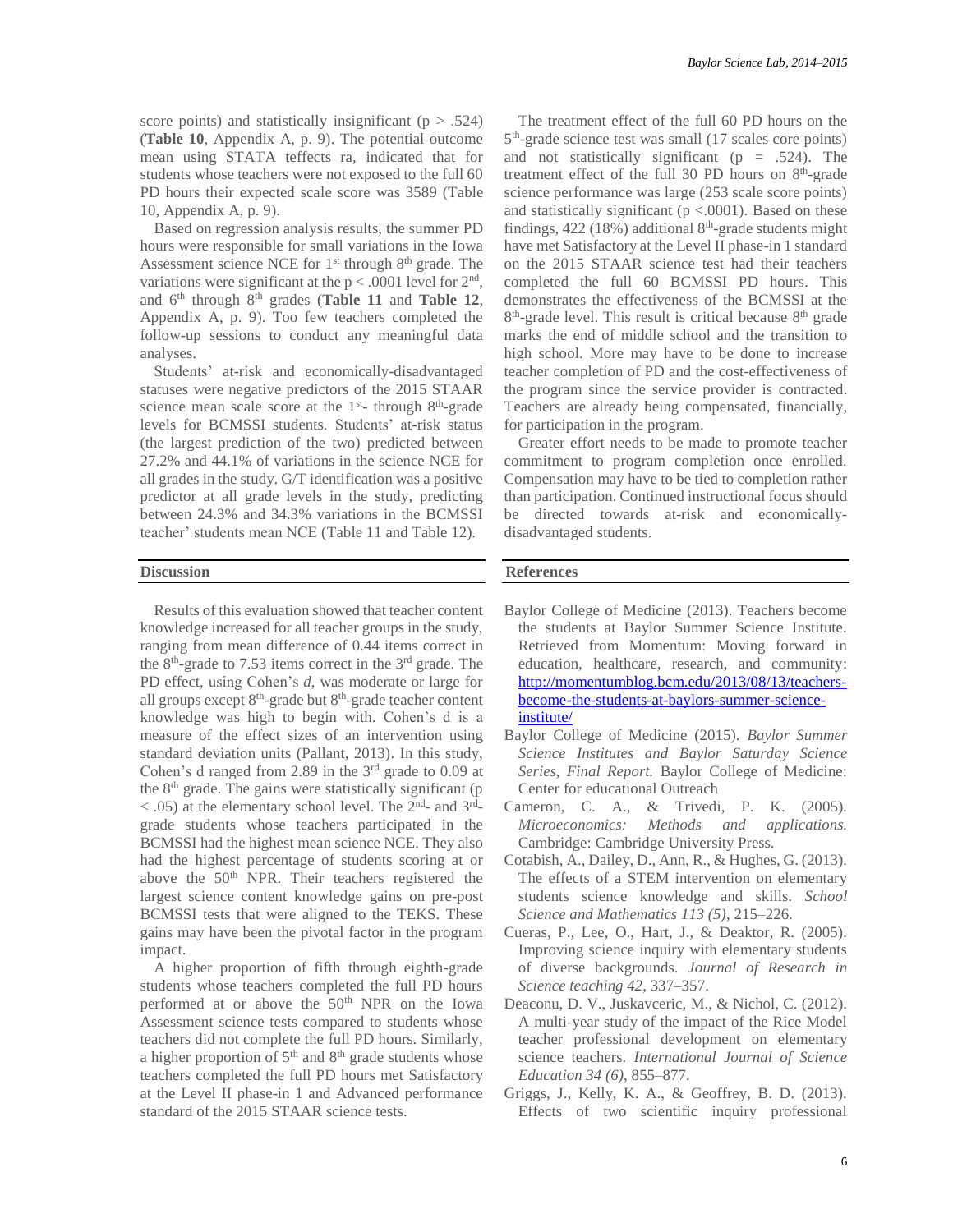score points) and statistically insignificant ($p > .524$) (**Table 10**, Appendix A, p. 9). The potential outcome mean using STATA teffects ra, indicated that for students whose teachers were not exposed to the full 60 PD hours their expected scale score was 3589 (Table 10, Appendix A, p. 9).

Based on regression analysis results, the summer PD hours were responsible for small variations in the Iowa Assessment science NCE for 1st through 8th grade. The variations were significant at the $p < .0001$ level for 2nd, and 6th through 8th grades (**Table 11** and **Table 12**, Appendix A, p. 9). Too few teachers completed the follow-up sessions to conduct any meaningful data analyses.

Students' at-risk and economically-disadvantaged statuses were negative predictors of the 2015 STAAR science mean scale score at the 1st- through 8th-grade levels for BCMSSI students. Students' at-risk status (the largest prediction of the two) predicted between 27.2% and 44.1% of variations in the science NCE for all grades in the study. G/T identification was a positive predictor at all grade levels in the study, predicting between 24.3% and 34.3% variations in the BCMSSI teacher' students mean NCE (Table 11 and Table 12).

## Discussion

Results of this evaluation showed that teacher content knowledge increased for all teacher groups in the study, ranging from mean difference of 0.44 items correct in the 8th-grade to 7.53 items correct in the 3rd grade. The PD effect, using Cohen's *d*, was moderate or large for all groups except 8th-grade but 8th-grade teacher content knowledge was high to begin with. Cohen's d is a measure of the effect sizes of an intervention using standard deviation units (Pallant, 2013). In this study, Cohen's d ranged from 2.89 in the 3rd grade to 0.09 at the 8th grade. The gains were statistically significant ($p < .05$) at the elementary school level. The 2nd- and 3rd-grade students whose teachers participated in the BCMSSI had the highest mean science NCE. They also had the highest percentage of students scoring at or above the 50th NPR. Their teachers registered the largest science content knowledge gains on pre-post BCMSSI tests that were aligned to the TEKS. These gains may have been the pivotal factor in the program impact.

A higher proportion of fifth through eighth-grade students whose teachers completed the full PD hours performed at or above the 50th NPR on the Iowa Assessment science tests compared to students whose teachers did not complete the full PD hours. Similarly, a higher proportion of 5th and 8th grade students whose teachers completed the full PD hours met Satisfactory at the Level II phase-in 1 and Advanced performance standard of the 2015 STAAR science tests.

The treatment effect of the full 60 PD hours on the 5th-grade science test was small (17 scales core points) and not statistically significant ($p = .524$). The treatment effect of the full 30 PD hours on 8th-grade science performance was large (253 scale score points) and statistically significant ($p < .0001$). Based on these findings, 422 (18%) additional 8th-grade students might have met Satisfactory at the Level II phase-in 1 standard on the 2015 STAAR science test had their teachers completed the full 60 BCMSSI PD hours. This demonstrates the effectiveness of the BCMSSI at the 8th-grade level. This result is critical because 8th grade marks the end of middle school and the transition to high school. More may have to be done to increase teacher completion of PD and the cost-effectiveness of the program since the service provider is contracted. Teachers are already being compensated, financially, for participation in the program.

Greater effort needs to be made to promote teacher commitment to program completion once enrolled. Compensation may have to be tied to completion rather than participation. Continued instructional focus should be directed towards at-risk and economically-disadvantaged students.

## References

Baylor College of Medicine (2013). Teachers become the students at Baylor Summer Science Institute. Retrieved from Momentum: Moving forward in education, healthcare, research, and community: http://momentumblog.bcm.edu/2013/08/13/teachers-become-the-students-at-baylors-summer-science-institute/

Baylor College of Medicine (2015). *Baylor Summer Science Institutes and Baylor Saturday Science Series, Final Report.* Baylor College of Medicine: Center for educational Outreach

Cameron, C. A., & Trivedi, P. K. (2005). *Microeconomics: Methods and applications.* Cambridge: Cambridge University Press.

Cotabish, A., Dailey, D., Ann, R., & Hughes, G. (2013). The effects of a STEM intervention on elementary students science knowledge and skills. *School Science and Mathematics 113 (5)*, 215–226.

Cueras, P., Lee, O., Hart, J., & Deaktor, R. (2005). Improving science inquiry with elementary students of diverse backgrounds. *Journal of Research in Science teaching 42*, 337–357.

Deaconu, D. V., Juskavceric, M., & Nichol, C. (2012). A multi-year study of the impact of the Rice Model teacher professional development on elementary science teachers. *International Journal of Science Education 34 (6)*, 855–877.

Griggs, J., Kelly, K. A., & Geoffrey, B. D. (2013). Effects of two scientific inquiry professional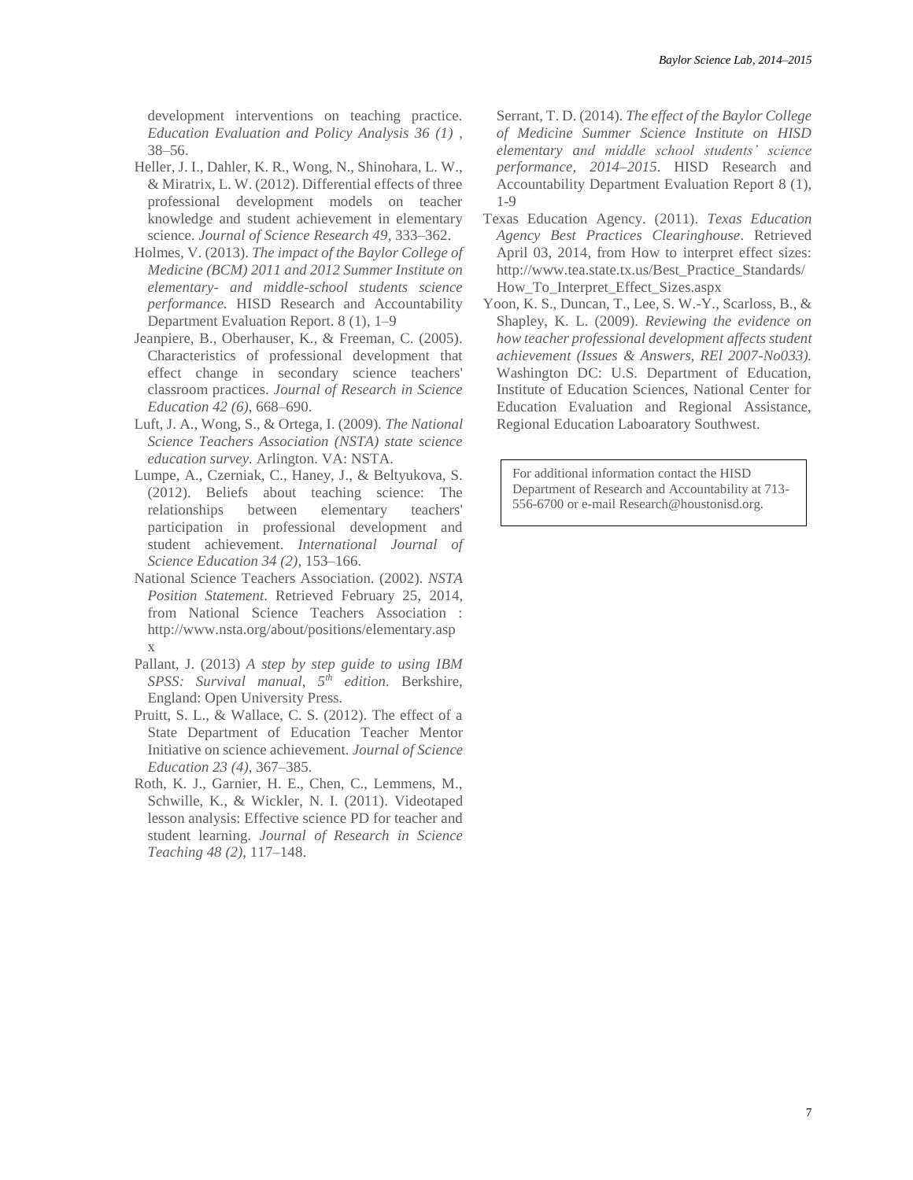development interventions on teaching practice. *Education Evaluation and Policy Analysis 36 (1)* , 38–56.

Heller, J. I., Dahler, K. R., Wong, N., Shinohara, L. W., & Miratrix, L. W. (2012). Differential effects of three professional development models on teacher knowledge and student achievement in elementary science. *Journal of Science Research 49*, 333–362.

Holmes, V. (2013). *The impact of the Baylor College of Medicine (BCM) 2011 and 2012 Summer Institute on elementary- and middle-school students science performance.* HISD Research and Accountability Department Evaluation Report. 8 (1), 1–9

Jeanpiere, B., Oberhauser, K., & Freeman, C. (2005). Characteristics of professional development that effect change in secondary science teachers' classroom practices. *Journal of Research in Science Education 42 (6)*, 668–690.

Luft, J. A., Wong, S., & Ortega, I. (2009). *The National Science Teachers Association (NSTA) state science education survey*. Arlington. VA: NSTA.

Lumpe, A., Czerniak, C., Haney, J., & Beltyukova, S. (2012). Beliefs about teaching science: The relationships between elementary teachers' participation in professional development and student achievement. *International Journal of Science Education 34 (2)*, 153–166.

National Science Teachers Association. (2002). *NSTA Position Statement*. Retrieved February 25, 2014, from National Science Teachers Association : http://www.nsta.org/about/positions/elementary.aspx

Pallant, J. (2013) *A step by step guide to using IBM SPSS: Survival manual, 5th edition.* Berkshire, England: Open University Press.

Pruitt, S. L., & Wallace, C. S. (2012). The effect of a State Department of Education Teacher Mentor Initiative on science achievement. *Journal of Science Education 23 (4)*, 367–385.

Roth, K. J., Garnier, H. E., Chen, C., Lemmens, M., Schwille, K., & Wickler, N. I. (2011). Videotaped lesson analysis: Effective science PD for teacher and student learning. *Journal of Research in Science Teaching 48 (2)*, 117–148.

Serrant, T. D. (2014). *The effect of the Baylor College of Medicine Summer Science Institute on HISD elementary and middle school students' science performance, 2014–2015*. HISD Research and Accountability Department Evaluation Report 8 (1), 1-9

Texas Education Agency. (2011). *Texas Education Agency Best Practices Clearinghouse*. Retrieved April 03, 2014, from How to interpret effect sizes: http://www.tea.state.tx.us/Best_Practice_Standards/How_To_Interpret_Effect_Sizes.aspx

Yoon, K. S., Duncan, T., Lee, S. W.-Y., Scarloss, B., & Shapley, K. L. (2009). *Reviewing the evidence on how teacher professional development affects student achievement (Issues & Answers, REl 2007-No033).* Washington DC: U.S. Department of Education, Institute of Education Sciences, National Center for Education Evaluation and Regional Assistance, Regional Education Laboaratory Southwest.

For additional information contact the HISD Department of Research and Accountability at 713-556-6700 or e-mail Research@houstonisd.org.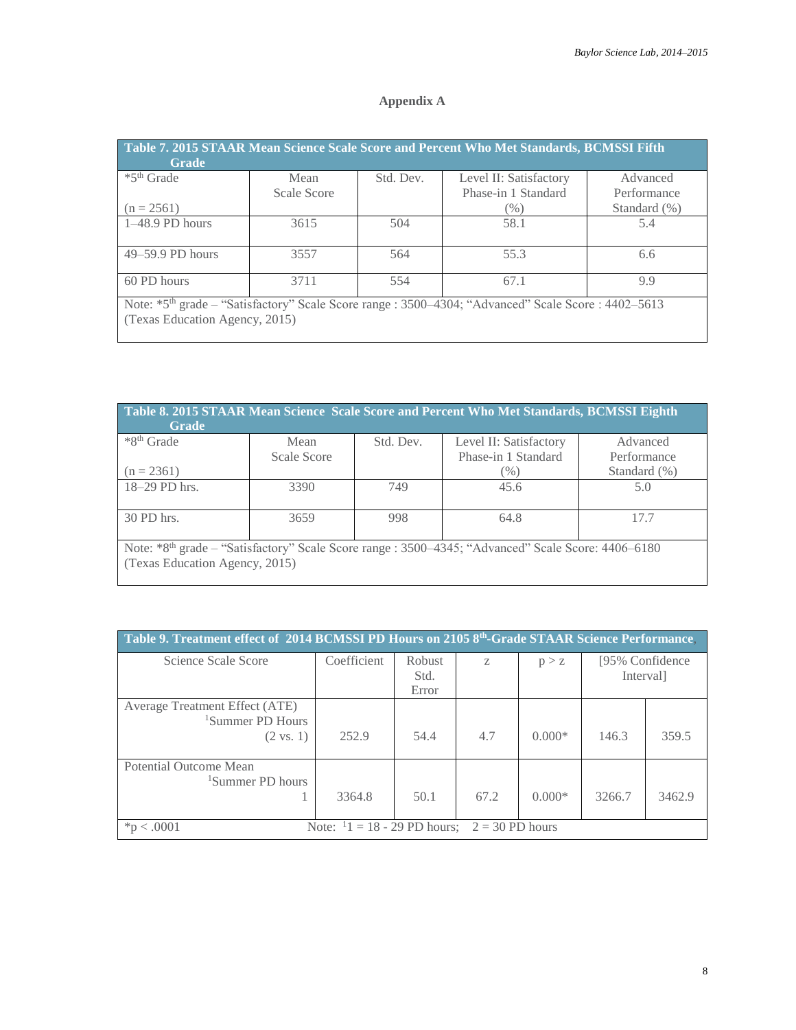## Appendix A

| **Table 7. 2015 STAAR Mean Science Scale Score and Percent Who Met Standards, BCMSSI Fifth Grade** | | | | |
|---|---|---|---|---|
| *5th Grade (n = 2561) | Mean Scale Score | Std. Dev. | Level II: Satisfactory Phase-in 1 Standard (%) | Advanced Performance Standard (%) |
| 1–48.9 PD hours | 3615 | 504 | 58.1 | 5.4 |
| 49–59.9 PD hours | 3557 | 564 | 55.3 | 6.6 |
| 60 PD hours | 3711 | 554 | 67.1 | 9.9 |
| Note: *5th grade – “Satisfactory” Scale Score range : 3500–4304; “Advanced” Scale Score : 4402–5613 (Texas Education Agency, 2015) | | | | |

| **Table 8. 2015 STAAR Mean Science Scale Score and Percent Who Met Standards, BCMSSI Eighth Grade** | | | | |
|---|---|---|---|---|
| *8th Grade (n = 2361) | Mean Scale Score | Std. Dev. | Level II: Satisfactory Phase-in 1 Standard (%) | Advanced Performance Standard (%) |
| 18–29 PD hrs. | 3390 | 749 | 45.6 | 5.0 |
| 30 PD hrs. | 3659 | 998 | 64.8 | 17.7 |
| Note: *8th grade – “Satisfactory” Scale Score range : 3500–4345; “Advanced” Scale Score: 4406–6180 (Texas Education Agency, 2015) | | | | |

| **Table 9. Treatment effect of 2014 BCMSSI PD Hours on 2105 8th-Grade STAAR Science Performance** | | | | | | |
|---|---|---|---|---|---|---|
| Science Scale Score | Coefficient | Robust Std. Error | z | p > z | [95% Confidence Interval] | |
| Average Treatment Effect (ATE) [1]Summer PD Hours (2 vs. 1) | 252.9 | 54.4 | 4.7 | 0.000* | 146.3 | 359.5 |
| Potential Outcome Mean [1]Summer PD hours 1 | 3364.8 | 50.1 | 67.2 | 0.000* | 3266.7 | 3462.9 |
| *p < .0001 | Note: [1]1 = 18 - 29 PD hours; 2 = 30 PD hours | | | | | |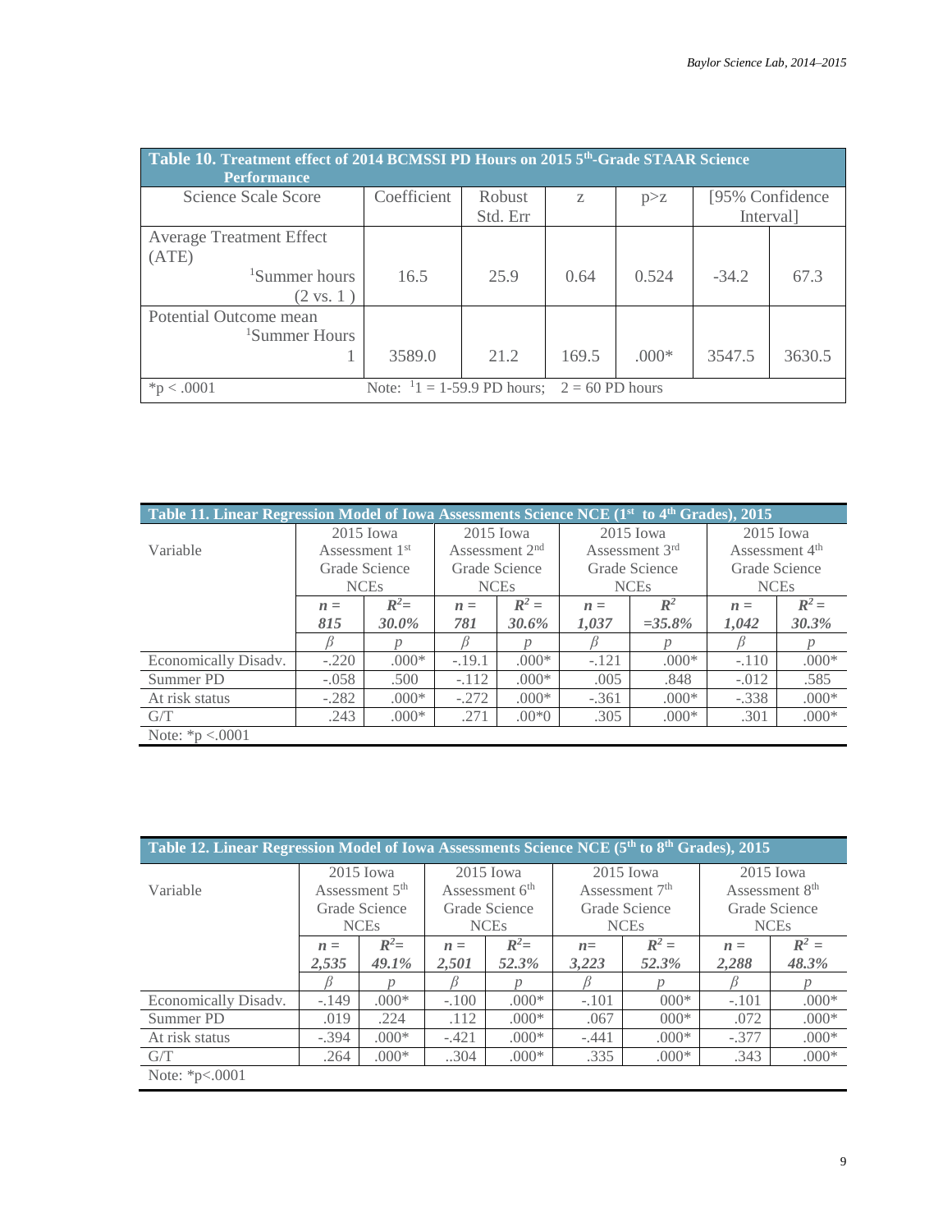**Table 10. Treatment effect of 2014 BCMSSI PD Hours on 2015 5th-Grade STAAR Science Performance**

| Science Scale Score | Coefficient | Robust Std. Err | z | p>z | [95% Confidence Interval] | |
|---|---|---|---|---|---|---|
| Average Treatment Effect (ATE) Summer hours[1] (2 vs. 1 ) | 16.5 | 25.9 | 0.64 | 0.524 | -34.2 | 67.3 |
| Potential Outcome mean Summer Hours[1] 1 | 3589.0 | 21.2 | 169.5 | .000* | 3547.5 | 3630.5 |
| *p < .0001 | Note: [1]1 = 1-59.9 PD hours; 2 = 60 PD hours | | | | | |

**Table 11. Linear Regression Model of Iowa Assessments Science NCE (1st to 4th Grades), 2015**

| Variable | 2015 Iowa Assessment 1st Grade Science NCEs | | 2015 Iowa Assessment 2nd Grade Science NCEs | | 2015 Iowa Assessment 3rd Grade Science NCEs | | 2015 Iowa Assessment 4th Grade Science NCEs | |
|---|---|---|---|---|---|---|---|---|
| | ***n* = 815** | ***$R^2$*= 30.0%** | ***n* = 781** | ***$R^2$* = 30.6%** | ***n* = 1,037** | ***$R^2$* =35.8%** | ***n* = 1,042** | ***$R^2$* = 30.3%** |
| | *β* | *p* | *β* | *p* | *β* | *p* | *β* | *p* |
| Economically Disadv. | -.220 | .000* | -.19.1 | .000* | -.121 | .000* | -.110 | .000* |
| Summer PD | -.058 | .500 | -.112 | .000* | .005 | .848 | -.012 | .585 |
| At risk status | -.282 | .000* | -.272 | .000* | -.361 | .000* | -.338 | .000* |
| G/T | .243 | .000* | .271 | .00*0 | .305 | .000* | .301 | .000* |
| Note: *p <.0001 | | | | | | | | |

**Table 12. Linear Regression Model of Iowa Assessments Science NCE (5th to 8th Grades), 2015**

| Variable | 2015 Iowa Assessment 5th Grade Science NCEs | | 2015 Iowa Assessment 6th Grade Science NCEs | | 2015 Iowa Assessment 7th Grade Science NCEs | | 2015 Iowa Assessment 8th Grade Science NCEs | |
|---|---|---|---|---|---|---|---|---|
| | ***n* = 2,535** | ***$R^2$*= 49.1%** | ***n* = 2,501** | ***$R^2$*= 52.3%** | ***n*= 3,223** | ***$R^2$* = 52.3%** | ***n* = 2,288** | ***$R^2$* = 48.3%** |
| | *β* | *p* | *β* | *p* | *β* | *p* | *β* | *p* |
| Economically Disadv. | -.149 | .000* | -.100 | .000* | -.101 | 000* | -.101 | .000* |
| Summer PD | .019 | .224 | .112 | .000* | .067 | 000* | .072 | .000* |
| At risk status | -.394 | .000* | -.421 | .000* | -.441 | .000* | -.377 | .000* |
| G/T | .264 | .000* | ..304 | .000* | .335 | .000* | .343 | .000* |
| Note: *p<.0001 | | | | | | | | |